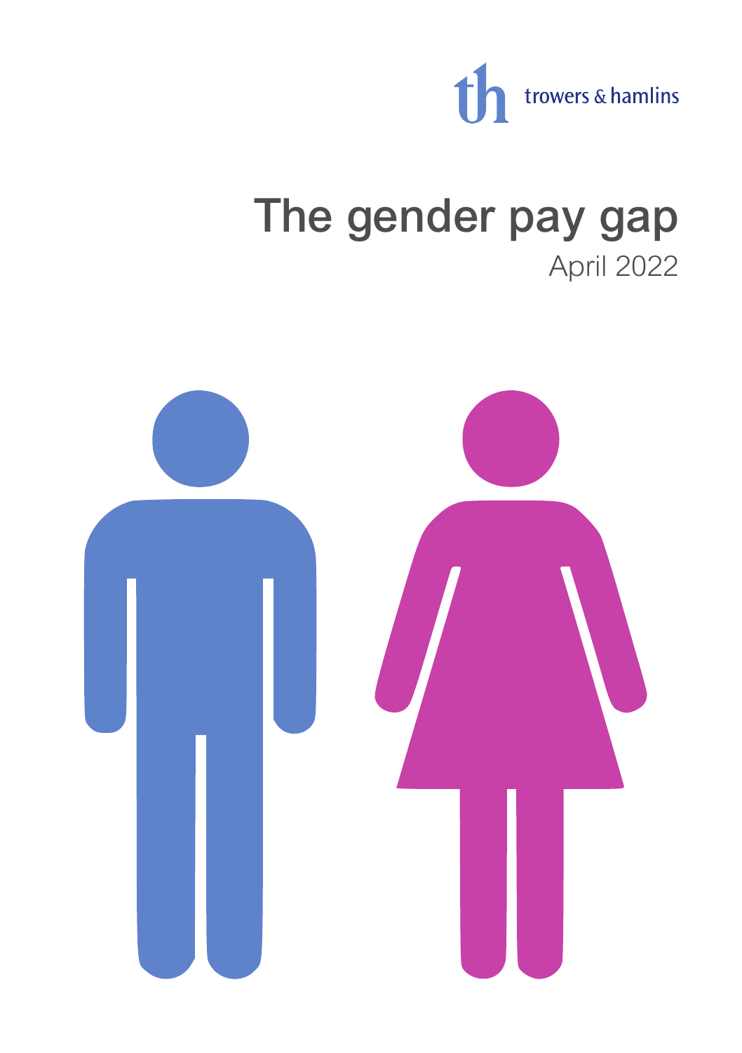trowers & hamlins

# The gender pay gap

April 2022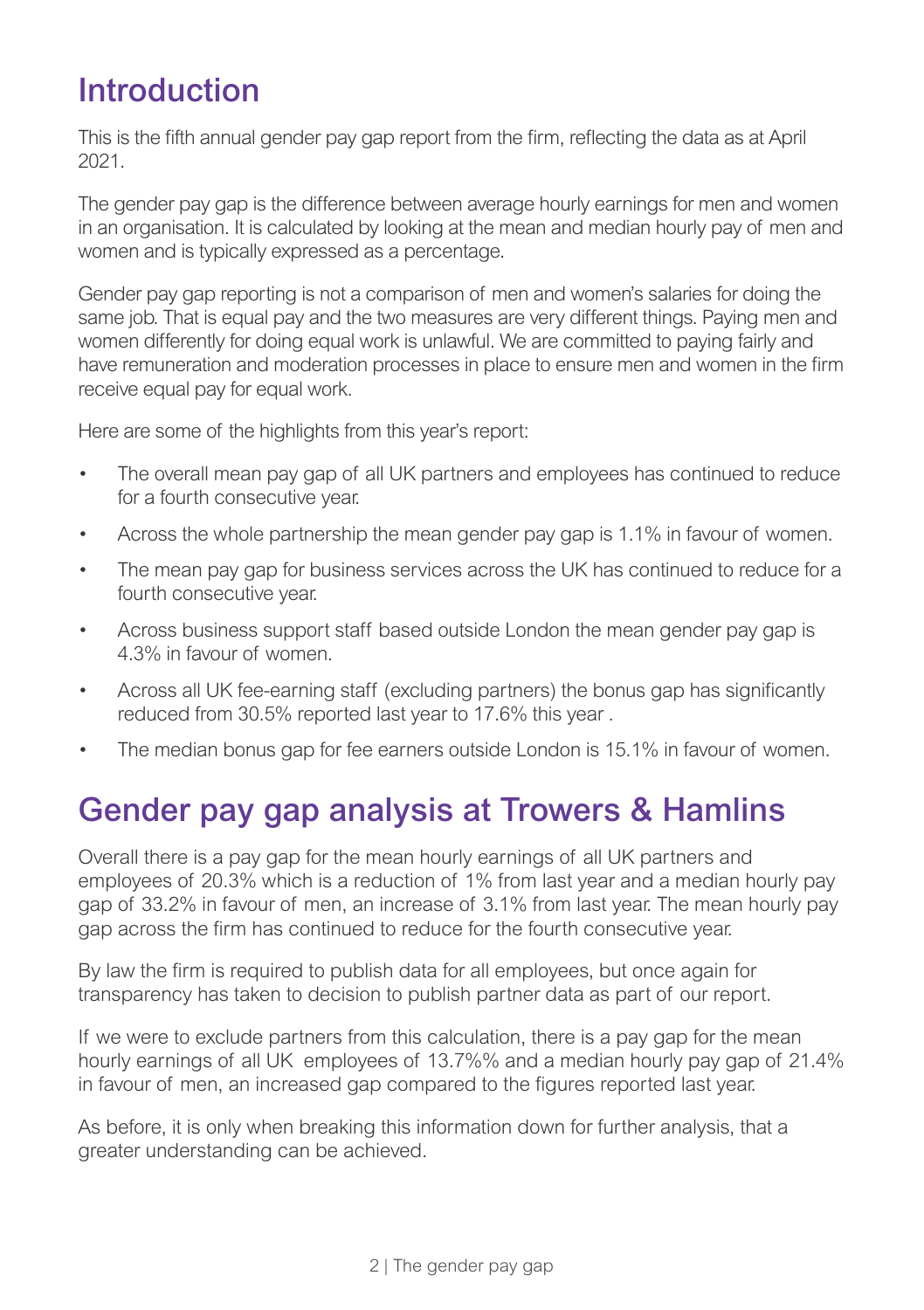# Introduction

This is the fifth annual gender pay gap report from the firm, reflecting the data as at April 2021.

The gender pay gap is the difference between average hourly earnings for men and women in an organisation. It is calculated by looking at the mean and median hourly pay of men and women and is typically expressed as a percentage.

Gender pay gap reporting is not a comparison of men and women's salaries for doing the same job. That is equal pay and the two measures are very different things. Paying men and women differently for doing equal work is unlawful. We are committed to paying fairly and have remuneration and moderation processes in place to ensure men and women in the firm receive equal pay for equal work.

Here are some of the highlights from this year's report:

- The overall mean pay gap of all UK partners and employees has continued to reduce for a fourth consecutive year.
- Across the whole partnership the mean gender pay gap is 1.1% in favour of women.
- The mean pay gap for business services across the UK has continued to reduce for a fourth consecutive year.
- Across business support staff based outside London the mean gender pay gap is 4.3% in favour of women.
- Across all UK fee-earning staff (excluding partners) the bonus gap has significantly reduced from 30.5% reported last year to 17.6% this year .
- The median bonus gap for fee earners outside London is 15.1% in favour of women.

# Gender pay gap analysis at Trowers & Hamlins

Overall there is a pay gap for the mean hourly earnings of all UK partners and employees of 20.3% which is a reduction of 1% from last year and a median hourly pay gap of 33.2% in favour of men, an increase of 3.1% from last year. The mean hourly pay gap across the firm has continued to reduce for the fourth consecutive year.

By law the firm is required to publish data for all employees, but once again for transparency has taken to decision to publish partner data as part of our report.

If we were to exclude partners from this calculation, there is a pay gap for the mean hourly earnings of all UK employees of 13.7%% and a median hourly pay gap of 21.4% in favour of men, an increased gap compared to the figures reported last year.

As before, it is only when breaking this information down for further analysis, that a greater understanding can be achieved.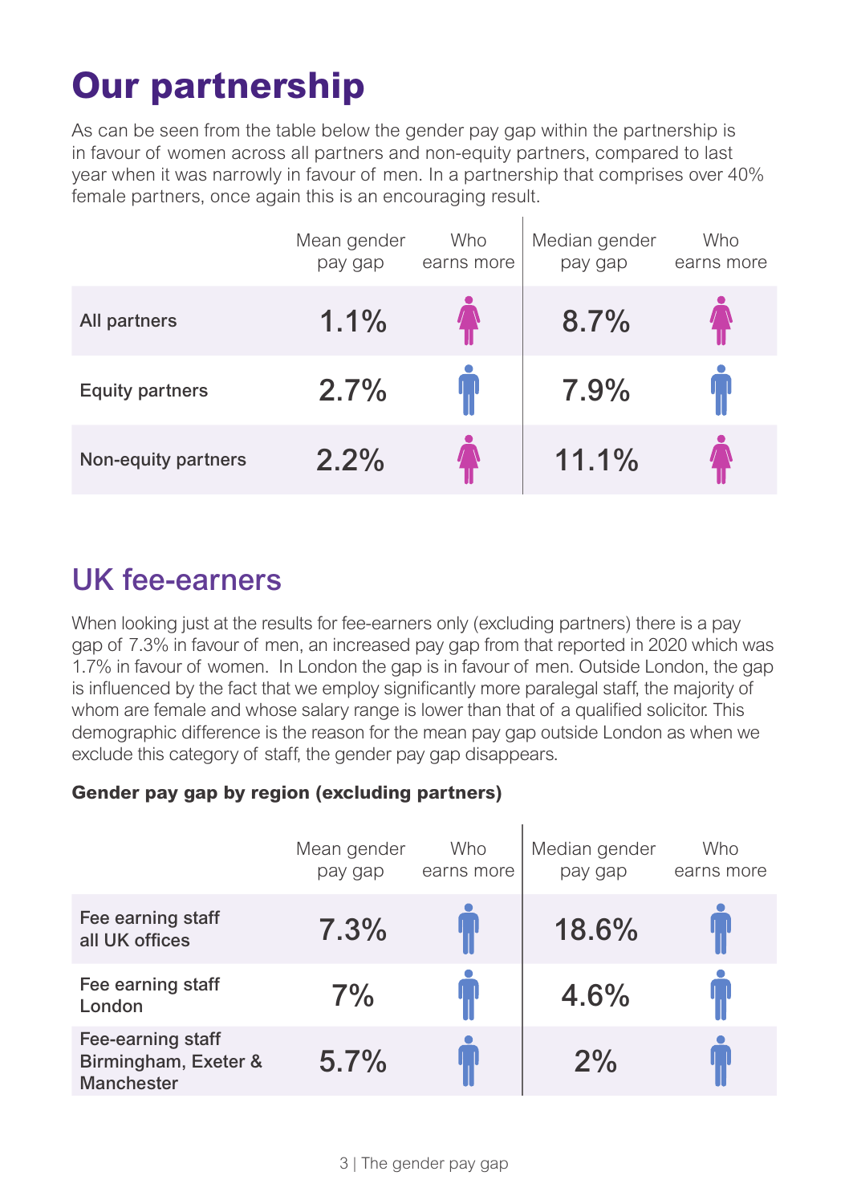# Our partnership

As can be seen from the table below the gender pay gap within the partnership is in favour of women across all partners and non-equity partners, compared to last year when it was narrowly in favour of men. In a partnership that comprises over 40% female partners, once again this is an encouraging result.

| | Mean gender pay gap | Who earns more | Median gender pay gap | Who earns more |
|---|---|---|---|---|
| All partners | 1.1% | Women | 8.7% | Women |
| Equity partners | 2.7% | Men | 7.9% | Men |
| Non-equity partners | 2.2% | Women | 11.1% | Women |

## UK fee-earners

When looking just at the results for fee-earners only (excluding partners) there is a pay gap of 7.3% in favour of men, an increased pay gap from that reported in 2020 which was 1.7% in favour of women. In London the gap is in favour of men. Outside London, the gap is influenced by the fact that we employ significantly more paralegal staff, the majority of whom are female and whose salary range is lower than that of a qualified solicitor. This demographic difference is the reason for the mean pay gap outside London as when we exclude this category of staff, the gender pay gap disappears.

**Gender pay gap by region (excluding partners)**

| | Mean gender pay gap | Who earns more | Median gender pay gap | Who earns more |
|---|---|---|---|---|
| Fee earning staff all UK offices | 7.3% | Men | 18.6% | Men |
| Fee earning staff London | 7% | Men | 4.6% | Men |
| Fee-earning staff Birmingham, Exeter & Manchester | 5.7% | Men | 2% | Men |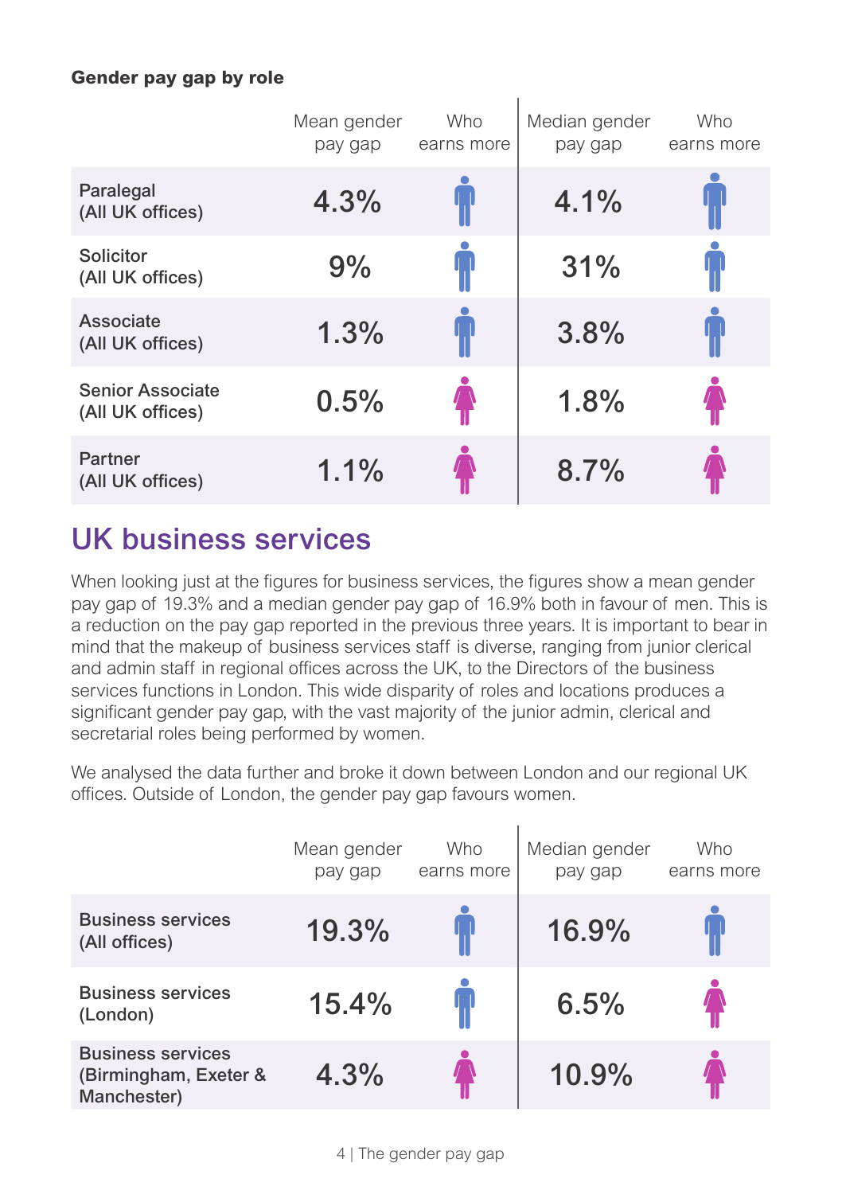**Gender pay gap by role**

| | Mean gender pay gap | Who earns more | Median gender pay gap | Who earns more |
|---|---|---|---|---|
| Paralegal (All UK offices) | 4.3% | Men | 4.1% | Men |
| Solicitor (All UK offices) | 9% | Men | 31% | Men |
| Associate (All UK offices) | 1.3% | Men | 3.8% | Men |
| Senior Associate (All UK offices) | 0.5% | Women | 1.8% | Women |
| Partner (All UK offices) | 1.1% | Women | 8.7% | Women |

## UK business services

When looking just at the figures for business services, the figures show a mean gender pay gap of 19.3% and a median gender pay gap of 16.9% both in favour of men. This is a reduction on the pay gap reported in the previous three years. It is important to bear in mind that the makeup of business services staff is diverse, ranging from junior clerical and admin staff in regional offices across the UK, to the Directors of the business services functions in London. This wide disparity of roles and locations produces a significant gender pay gap, with the vast majority of the junior admin, clerical and secretarial roles being performed by women.

We analysed the data further and broke it down between London and our regional UK offices. Outside of London, the gender pay gap favours women.

| | Mean gender pay gap | Who earns more | Median gender pay gap | Who earns more |
|---|---|---|---|---|
| Business services (All offices) | 19.3% | Men | 16.9% | Men |
| Business services (London) | 15.4% | Men | 6.5% | Women |
| Business services (Birmingham, Exeter & Manchester) | 4.3% | Women | 10.9% | Women |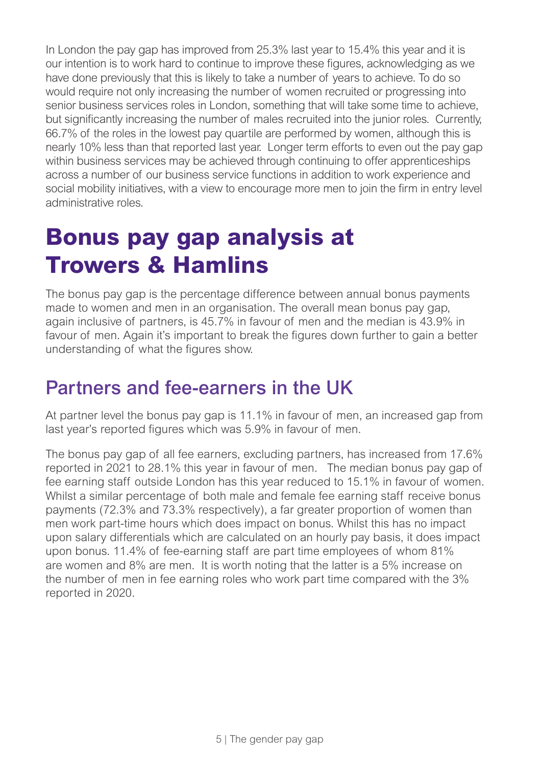In London the pay gap has improved from 25.3% last year to 15.4% this year and it is our intention is to work hard to continue to improve these figures, acknowledging as we have done previously that this is likely to take a number of years to achieve. To do so would require not only increasing the number of women recruited or progressing into senior business services roles in London, something that will take some time to achieve, but significantly increasing the number of males recruited into the junior roles. Currently, 66.7% of the roles in the lowest pay quartile are performed by women, although this is nearly 10% less than that reported last year. Longer term efforts to even out the pay gap within business services may be achieved through continuing to offer apprenticeships across a number of our business service functions in addition to work experience and social mobility initiatives, with a view to encourage more men to join the firm in entry level administrative roles.

# Bonus pay gap analysis at Trowers & Hamlins

The bonus pay gap is the percentage difference between annual bonus payments made to women and men in an organisation. The overall mean bonus pay gap, again inclusive of partners, is 45.7% in favour of men and the median is 43.9% in favour of men. Again it's important to break the figures down further to gain a better understanding of what the figures show.

## Partners and fee-earners in the UK

At partner level the bonus pay gap is 11.1% in favour of men, an increased gap from last year's reported figures which was 5.9% in favour of men.

The bonus pay gap of all fee earners, excluding partners, has increased from 17.6% reported in 2021 to 28.1% this year in favour of men. The median bonus pay gap of fee earning staff outside London has this year reduced to 15.1% in favour of women. Whilst a similar percentage of both male and female fee earning staff receive bonus payments (72.3% and 73.3% respectively), a far greater proportion of women than men work part-time hours which does impact on bonus. Whilst this has no impact upon salary differentials which are calculated on an hourly pay basis, it does impact upon bonus. 11.4% of fee-earning staff are part time employees of whom 81% are women and 8% are men. It is worth noting that the latter is a 5% increase on the number of men in fee earning roles who work part time compared with the 3% reported in 2020.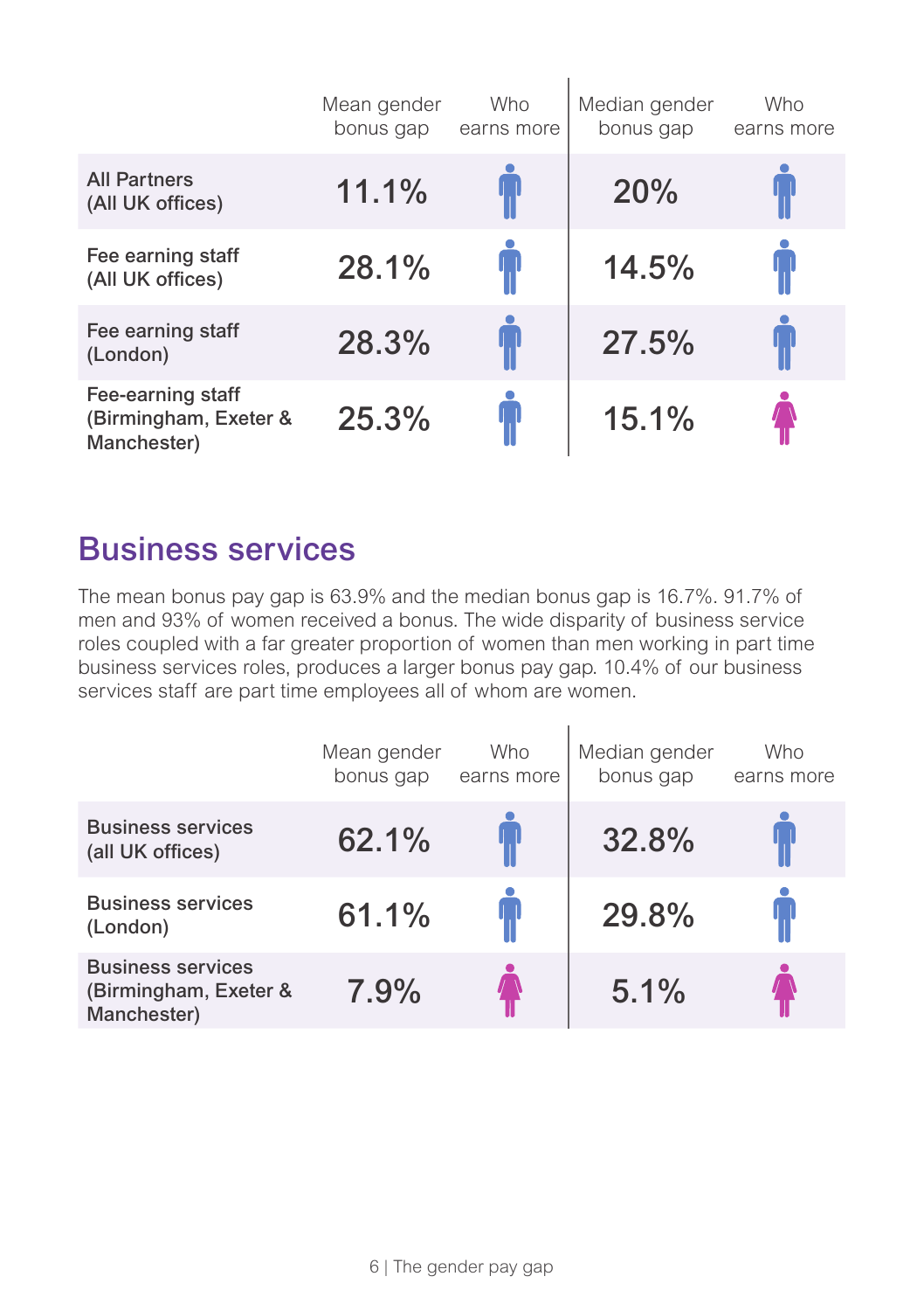| | Mean gender bonus gap | Who earns more | Median gender bonus gap | Who earns more |
|---|---|---|---|---|
| **All Partners (All UK offices)** | 11.1% | Men | 20% | Men |
| **Fee earning staff (All UK offices)** | 28.1% | Men | 14.5% | Men |
| **Fee earning staff (London)** | 28.3% | Men | 27.5% | Men |
| **Fee-earning staff (Birmingham, Exeter & Manchester)** | 25.3% | Men | 15.1% | Women |

## Business services

The mean bonus pay gap is 63.9% and the median bonus gap is 16.7%. 91.7% of men and 93% of women received a bonus. The wide disparity of business service roles coupled with a far greater proportion of women than men working in part time business services roles, produces a larger bonus pay gap. 10.4% of our business services staff are part time employees all of whom are women.

| | Mean gender bonus gap | Who earns more | Median gender bonus gap | Who earns more |
|---|---|---|---|---|
| **Business services (all UK offices)** | 62.1% | Men | 32.8% | Men |
| **Business services (London)** | 61.1% | Men | 29.8% | Men |
| **Business services (Birmingham, Exeter & Manchester)** | 7.9% | Women | 5.1% | Women |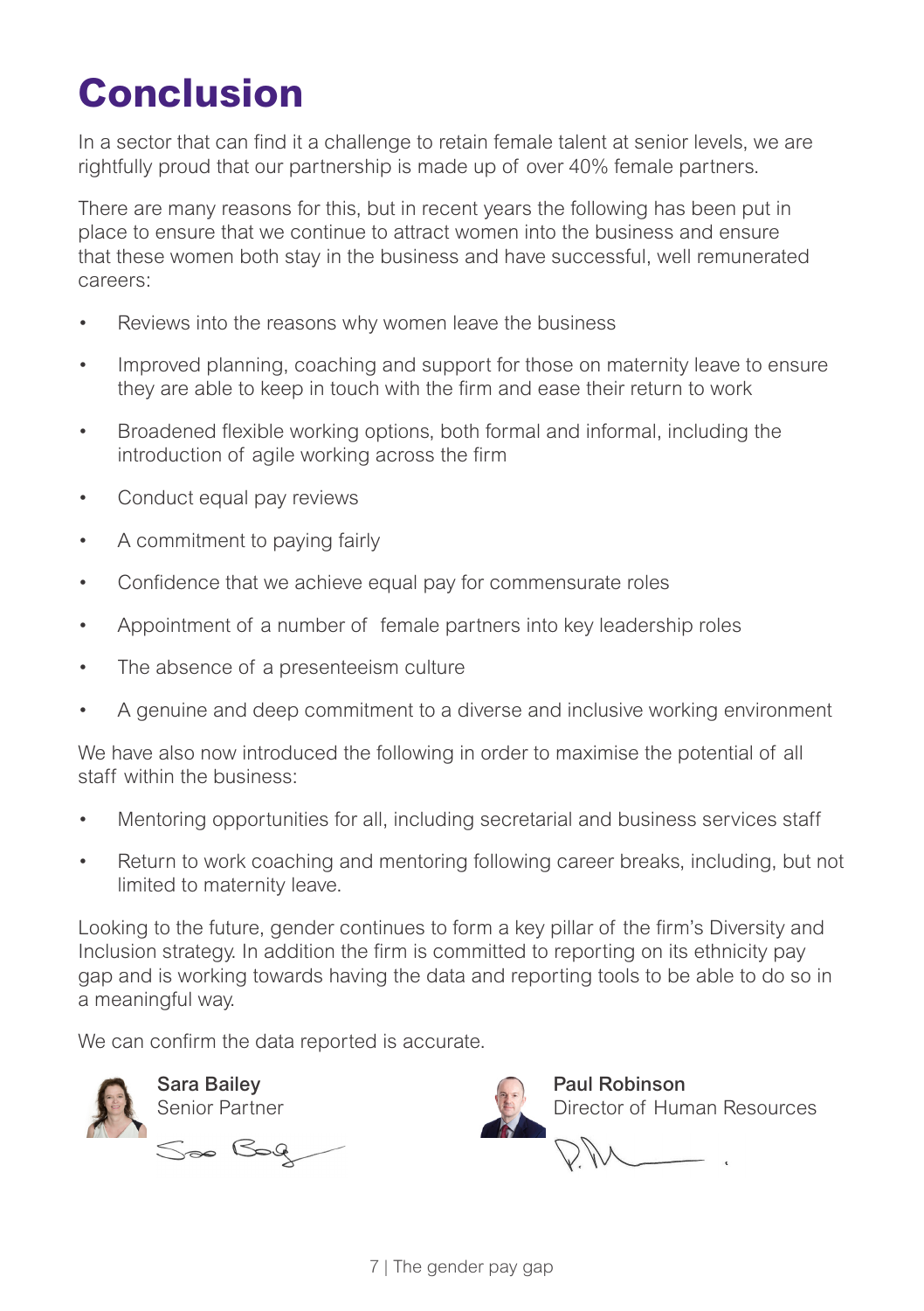# Conclusion

In a sector that can find it a challenge to retain female talent at senior levels, we are rightfully proud that our partnership is made up of over 40% female partners.

There are many reasons for this, but in recent years the following has been put in place to ensure that we continue to attract women into the business and ensure that these women both stay in the business and have successful, well remunerated careers:

- Reviews into the reasons why women leave the business
- Improved planning, coaching and support for those on maternity leave to ensure they are able to keep in touch with the firm and ease their return to work
- Broadened flexible working options, both formal and informal, including the introduction of agile working across the firm
- Conduct equal pay reviews
- A commitment to paying fairly
- Confidence that we achieve equal pay for commensurate roles
- Appointment of a number of female partners into key leadership roles
- The absence of a presenteeism culture
- A genuine and deep commitment to a diverse and inclusive working environment

We have also now introduced the following in order to maximise the potential of all staff within the business:

- Mentoring opportunities for all, including secretarial and business services staff
- Return to work coaching and mentoring following career breaks, including, but not limited to maternity leave.

Looking to the future, gender continues to form a key pillar of the firm's Diversity and Inclusion strategy. In addition the firm is committed to reporting on its ethnicity pay gap and is working towards having the data and reporting tools to be able to do so in a meaningful way.

We can confirm the data reported is accurate.

**Sara Bailey**
Senior Partner

**Paul Robinson**
Director of Human Resources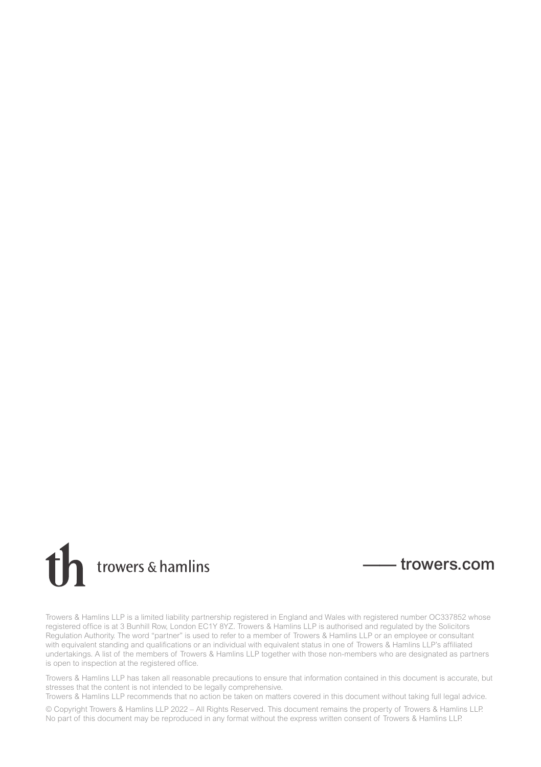trowers & hamlins

trowers.com

Trowers & Hamlins LLP is a limited liability partnership registered in England and Wales with registered number OC337852 whose registered office is at 3 Bunhill Row, London EC1Y 8YZ. Trowers & Hamlins LLP is authorised and regulated by the Solicitors Regulation Authority. The word "partner" is used to refer to a member of Trowers & Hamlins LLP or an employee or consultant with equivalent standing and qualifications or an individual with equivalent status in one of Trowers & Hamlins LLP's affiliated undertakings. A list of the members of Trowers & Hamlins LLP together with those non-members who are designated as partners is open to inspection at the registered office.

Trowers & Hamlins LLP has taken all reasonable precautions to ensure that information contained in this document is accurate, but stresses that the content is not intended to be legally comprehensive.
Trowers & Hamlins LLP recommends that no action be taken on matters covered in this document without taking full legal advice.

© Copyright Trowers & Hamlins LLP 2022 – All Rights Reserved. This document remains the property of Trowers & Hamlins LLP. No part of this document may be reproduced in any format without the express written consent of Trowers & Hamlins LLP.